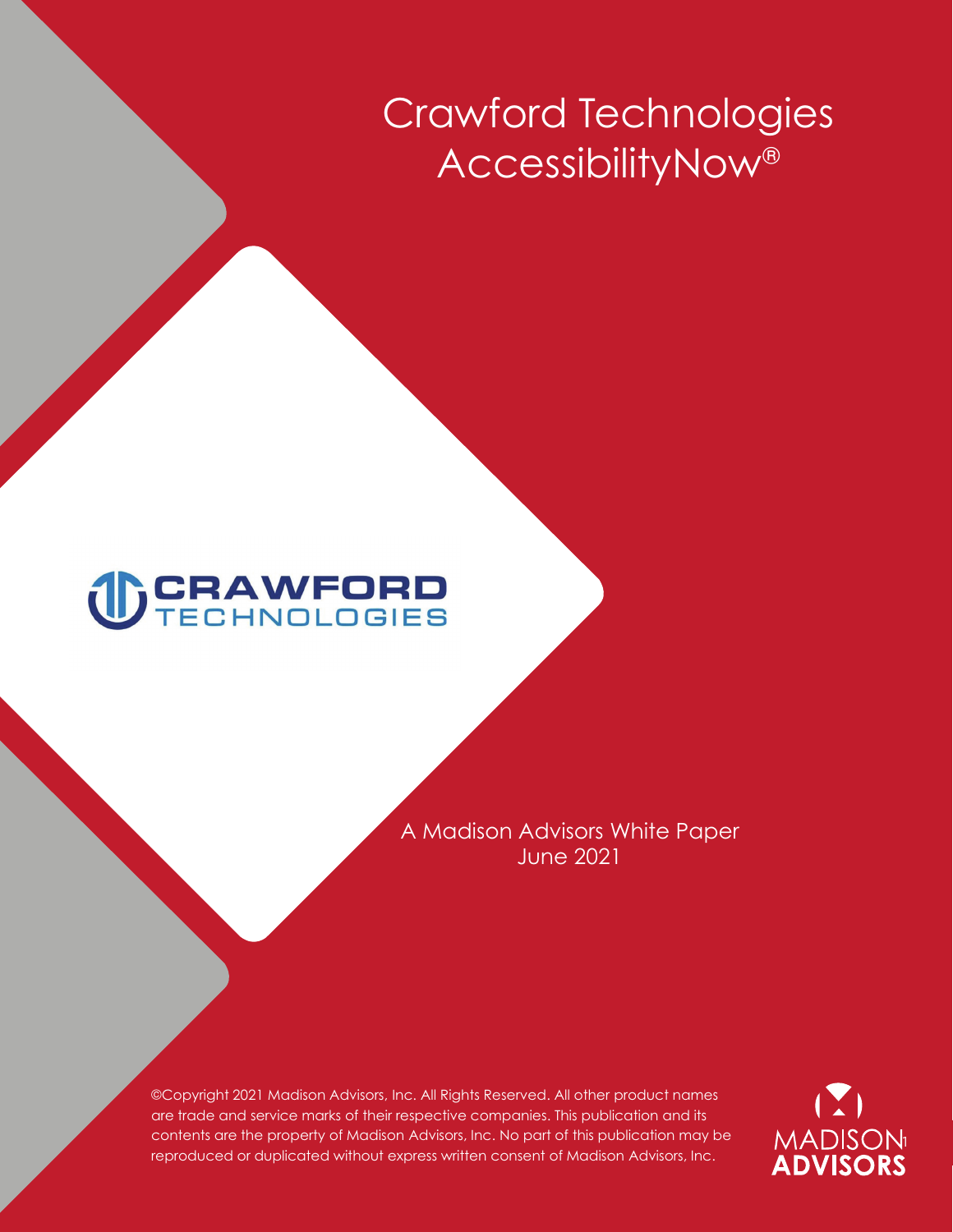# Crawford Technologies AccessibilityNow®

CRAWFORD TECHNOLOGIES

A Madison Advisors White Paper
June 2021

©Copyright 2021 Madison Advisors, Inc. All Rights Reserved. All other product names are trade and service marks of their respective companies. This publication and its contents are the property of Madison Advisors, Inc. No part of this publication may be reproduced or duplicated without express written consent of Madison Advisors, Inc.

MADISON ADVISORS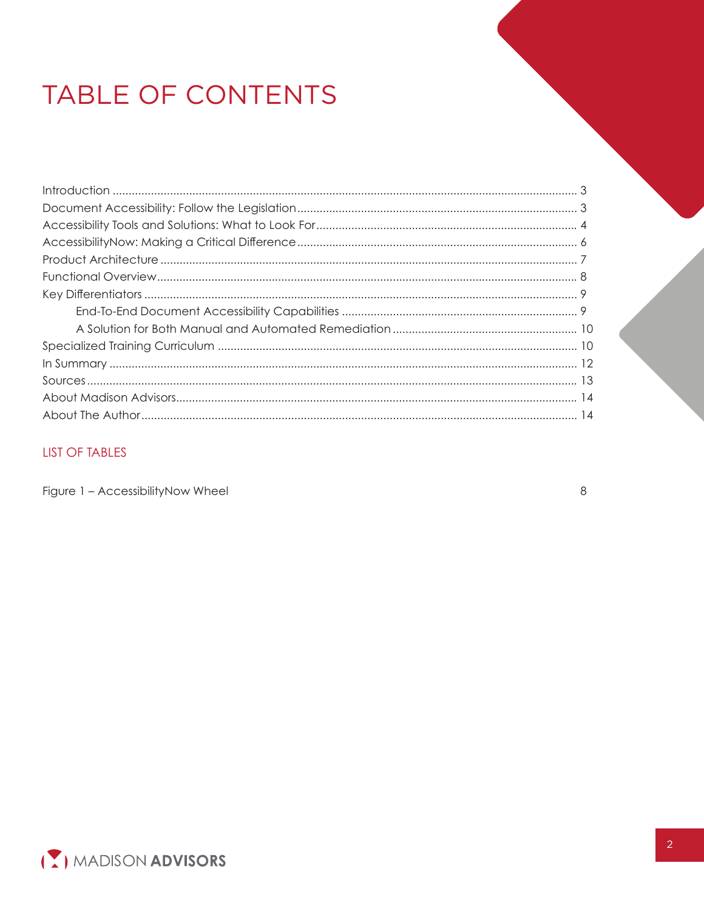# TABLE OF CONTENTS

Introduction ........................................ 3
Document Accessibility: Follow the Legislation ........................................ 3
Accessibility Tools and Solutions: What to Look For ........................................ 4
AccessibilityNow: Making a Critical Difference ........................................ 6
Product Architecture ........................................ 7
Functional Overview ........................................ 8
Key Differentiators ........................................ 9
- End-To-End Document Accessibility Capabilities ........................................ 9
- A Solution for Both Manual and Automated Remediation ........................................ 10

Specialized Training Curriculum ........................................ 10
In Summary ........................................ 12
Sources ........................................ 13
About Madison Advisors ........................................ 14
About The Author ........................................ 14

## LIST OF TABLES

Figure 1 – AccessibilityNow Wheel 8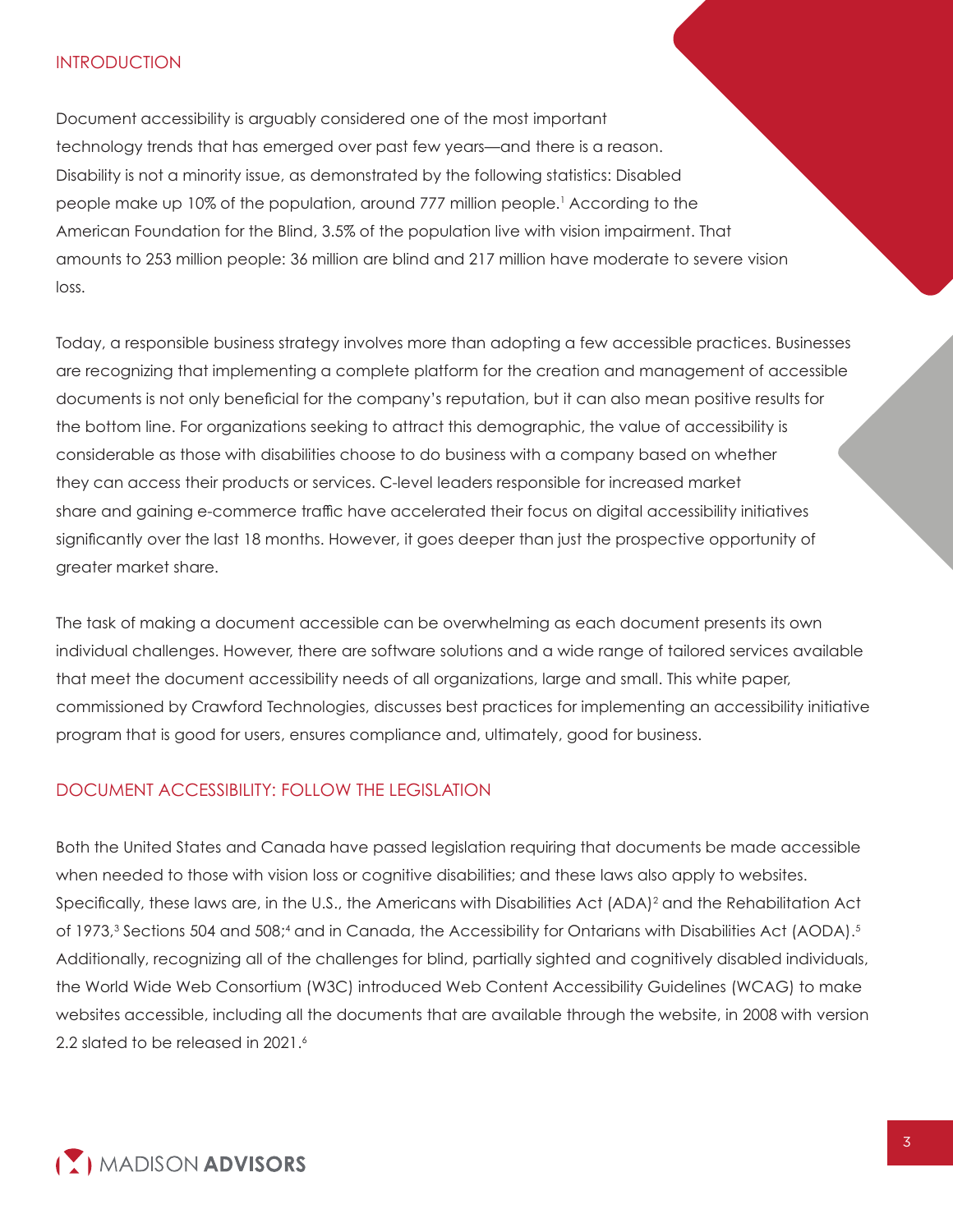## INTRODUCTION

Document accessibility is arguably considered one of the most important technology trends that has emerged over past few years—and there is a reason. Disability is not a minority issue, as demonstrated by the following statistics: Disabled people make up 10% of the population, around 777 million people.[1] According to the American Foundation for the Blind, 3.5% of the population live with vision impairment. That amounts to 253 million people: 36 million are blind and 217 million have moderate to severe vision loss.

Today, a responsible business strategy involves more than adopting a few accessible practices. Businesses are recognizing that implementing a complete platform for the creation and management of accessible documents is not only beneficial for the company's reputation, but it can also mean positive results for the bottom line. For organizations seeking to attract this demographic, the value of accessibility is considerable as those with disabilities choose to do business with a company based on whether they can access their products or services. C-level leaders responsible for increased market share and gaining e-commerce traffic have accelerated their focus on digital accessibility initiatives significantly over the last 18 months. However, it goes deeper than just the prospective opportunity of greater market share.

The task of making a document accessible can be overwhelming as each document presents its own individual challenges. However, there are software solutions and a wide range of tailored services available that meet the document accessibility needs of all organizations, large and small. This white paper, commissioned by Crawford Technologies, discusses best practices for implementing an accessibility initiative program that is good for users, ensures compliance and, ultimately, good for business.

## DOCUMENT ACCESSIBILITY: FOLLOW THE LEGISLATION

Both the United States and Canada have passed legislation requiring that documents be made accessible when needed to those with vision loss or cognitive disabilities; and these laws also apply to websites. Specifically, these laws are, in the U.S., the Americans with Disabilities Act (ADA)[2] and the Rehabilitation Act of 1973,[3] Sections 504 and 508;[4] and in Canada, the Accessibility for Ontarians with Disabilities Act (AODA).[5] Additionally, recognizing all of the challenges for blind, partially sighted and cognitively disabled individuals, the World Wide Web Consortium (W3C) introduced Web Content Accessibility Guidelines (WCAG) to make websites accessible, including all the documents that are available through the website, in 2008 with version 2.2 slated to be released in 2021.[6]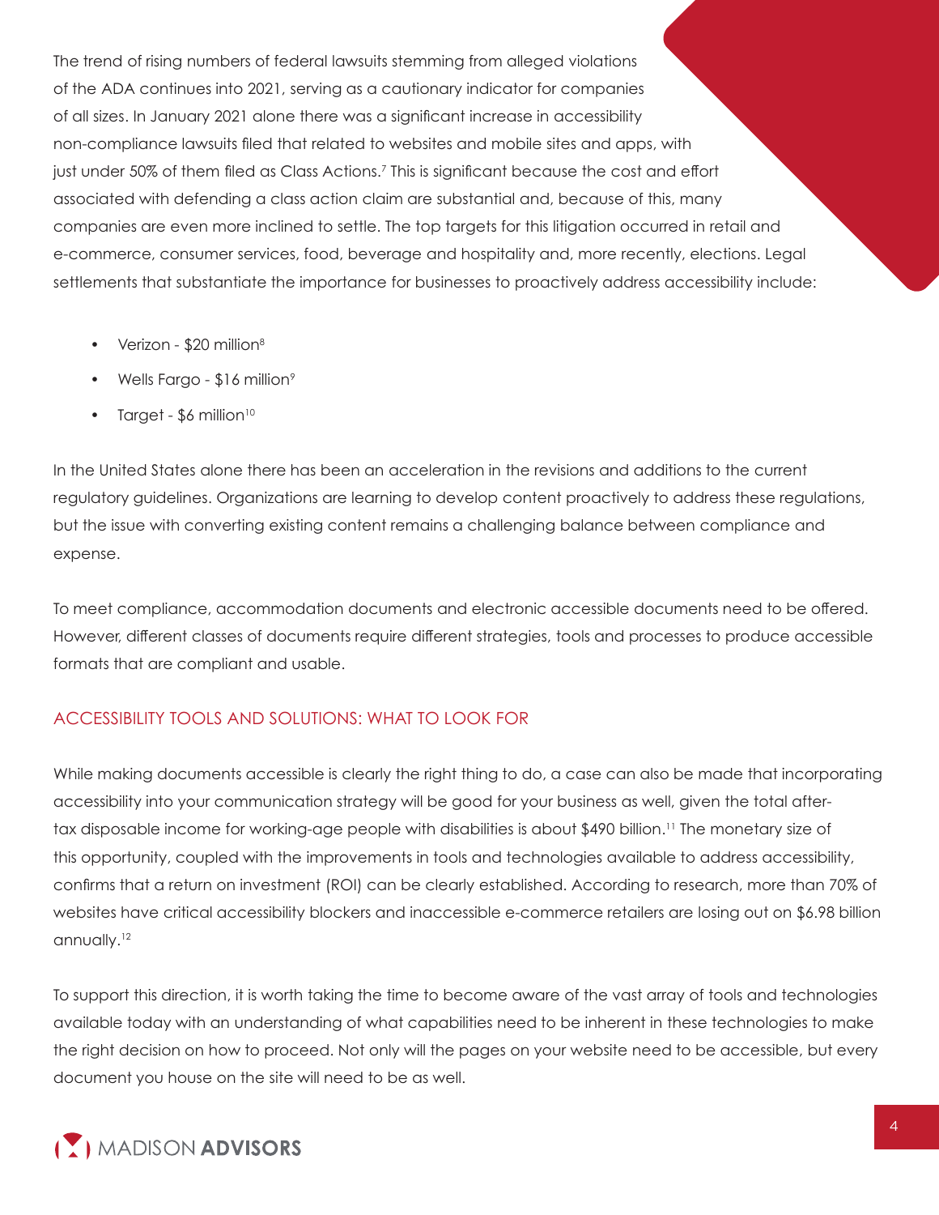The trend of rising numbers of federal lawsuits stemming from alleged violations of the ADA continues into 2021, serving as a cautionary indicator for companies of all sizes. In January 2021 alone there was a significant increase in accessibility non-compliance lawsuits filed that related to websites and mobile sites and apps, with just under 50% of them filed as Class Actions.[7] This is significant because the cost and effort associated with defending a class action claim are substantial and, because of this, many companies are even more inclined to settle. The top targets for this litigation occurred in retail and e-commerce, consumer services, food, beverage and hospitality and, more recently, elections. Legal settlements that substantiate the importance for businesses to proactively address accessibility include:

- Verizon - $20 million[8]
- Wells Fargo - $16 million[9]
- Target - $6 million[10]

In the United States alone there has been an acceleration in the revisions and additions to the current regulatory guidelines. Organizations are learning to develop content proactively to address these regulations, but the issue with converting existing content remains a challenging balance between compliance and expense.

To meet compliance, accommodation documents and electronic accessible documents need to be offered. However, different classes of documents require different strategies, tools and processes to produce accessible formats that are compliant and usable.

## ACCESSIBILITY TOOLS AND SOLUTIONS: WHAT TO LOOK FOR

While making documents accessible is clearly the right thing to do, a case can also be made that incorporating accessibility into your communication strategy will be good for your business as well, given the total after-tax disposable income for working-age people with disabilities is about $490 billion.[11] The monetary size of this opportunity, coupled with the improvements in tools and technologies available to address accessibility, confirms that a return on investment (ROI) can be clearly established. According to research, more than 70% of websites have critical accessibility blockers and inaccessible e-commerce retailers are losing out on $6.98 billion annually.[12]

To support this direction, it is worth taking the time to become aware of the vast array of tools and technologies available today with an understanding of what capabilities need to be inherent in these technologies to make the right decision on how to proceed. Not only will the pages on your website need to be accessible, but every document you house on the site will need to be as well.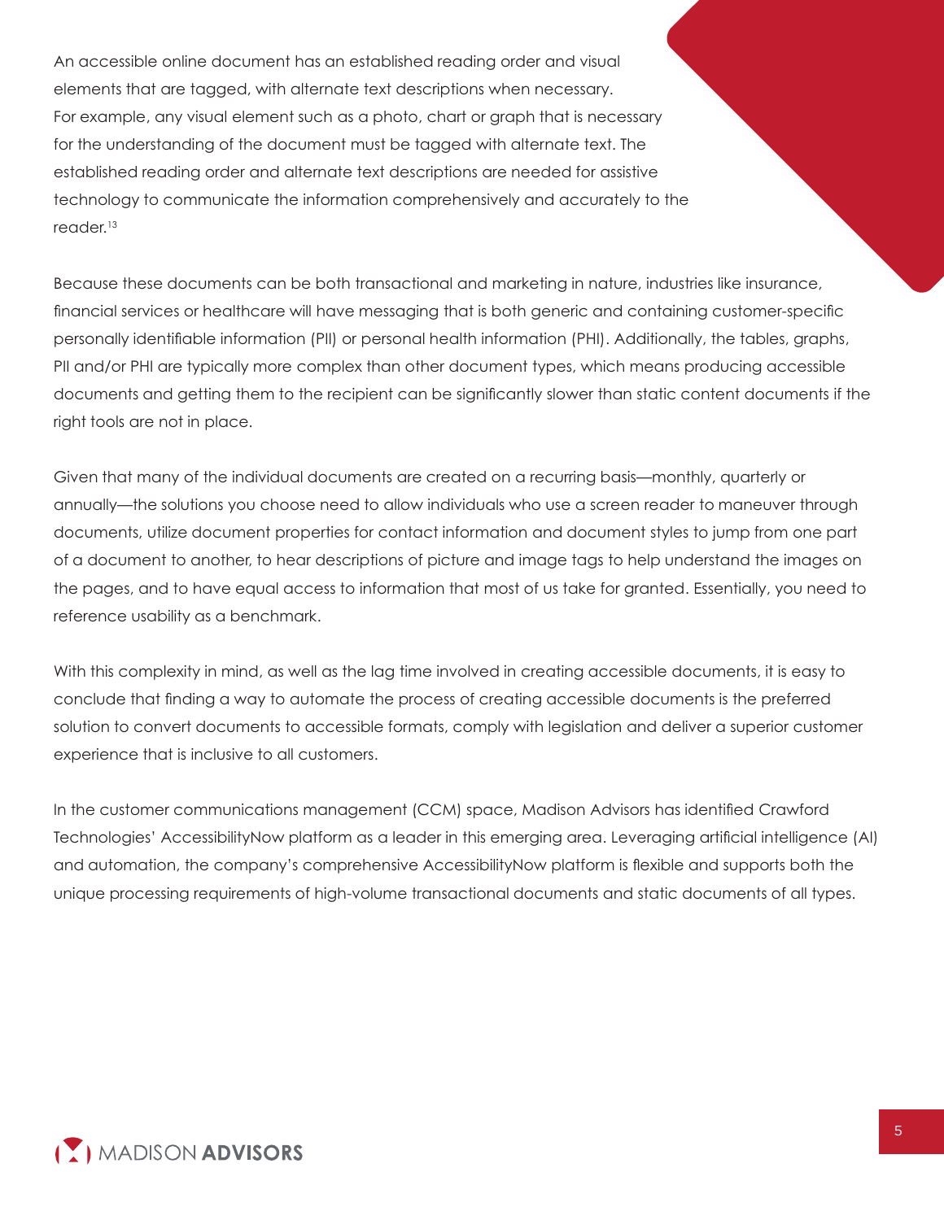An accessible online document has an established reading order and visual elements that are tagged, with alternate text descriptions when necessary. For example, any visual element such as a photo, chart or graph that is necessary for the understanding of the document must be tagged with alternate text. The established reading order and alternate text descriptions are needed for assistive technology to communicate the information comprehensively and accurately to the reader.[13]

Because these documents can be both transactional and marketing in nature, industries like insurance, financial services or healthcare will have messaging that is both generic and containing customer-specific personally identifiable information (PII) or personal health information (PHI). Additionally, the tables, graphs, PII and/or PHI are typically more complex than other document types, which means producing accessible documents and getting them to the recipient can be significantly slower than static content documents if the right tools are not in place.

Given that many of the individual documents are created on a recurring basis—monthly, quarterly or annually—the solutions you choose need to allow individuals who use a screen reader to maneuver through documents, utilize document properties for contact information and document styles to jump from one part of a document to another, to hear descriptions of picture and image tags to help understand the images on the pages, and to have equal access to information that most of us take for granted. Essentially, you need to reference usability as a benchmark.

With this complexity in mind, as well as the lag time involved in creating accessible documents, it is easy to conclude that finding a way to automate the process of creating accessible documents is the preferred solution to convert documents to accessible formats, comply with legislation and deliver a superior customer experience that is inclusive to all customers.

In the customer communications management (CCM) space, Madison Advisors has identified Crawford Technologies' AccessibilityNow platform as a leader in this emerging area. Leveraging artificial intelligence (AI) and automation, the company's comprehensive AccessibilityNow platform is flexible and supports both the unique processing requirements of high-volume transactional documents and static documents of all types.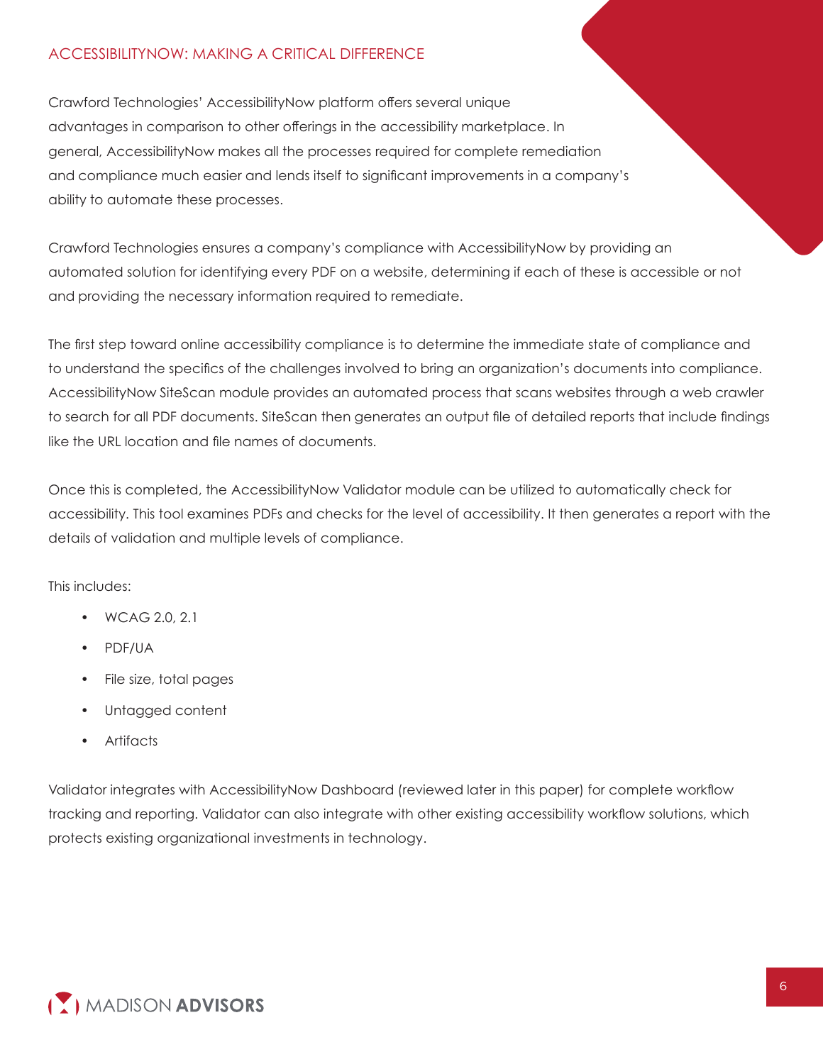## ACCESSIBILITYNOW: MAKING A CRITICAL DIFFERENCE

Crawford Technologies' AccessibilityNow platform offers several unique advantages in comparison to other offerings in the accessibility marketplace. In general, AccessibilityNow makes all the processes required for complete remediation and compliance much easier and lends itself to significant improvements in a company's ability to automate these processes.

Crawford Technologies ensures a company's compliance with AccessibilityNow by providing an automated solution for identifying every PDF on a website, determining if each of these is accessible or not and providing the necessary information required to remediate.

The first step toward online accessibility compliance is to determine the immediate state of compliance and to understand the specifics of the challenges involved to bring an organization's documents into compliance. AccessibilityNow SiteScan module provides an automated process that scans websites through a web crawler to search for all PDF documents. SiteScan then generates an output file of detailed reports that include findings like the URL location and file names of documents.

Once this is completed, the AccessibilityNow Validator module can be utilized to automatically check for accessibility. This tool examines PDFs and checks for the level of accessibility. It then generates a report with the details of validation and multiple levels of compliance.

This includes:

- WCAG 2.0, 2.1
- PDF/UA
- File size, total pages
- Untagged content
- Artifacts

Validator integrates with AccessibilityNow Dashboard (reviewed later in this paper) for complete workflow tracking and reporting. Validator can also integrate with other existing accessibility workflow solutions, which protects existing organizational investments in technology.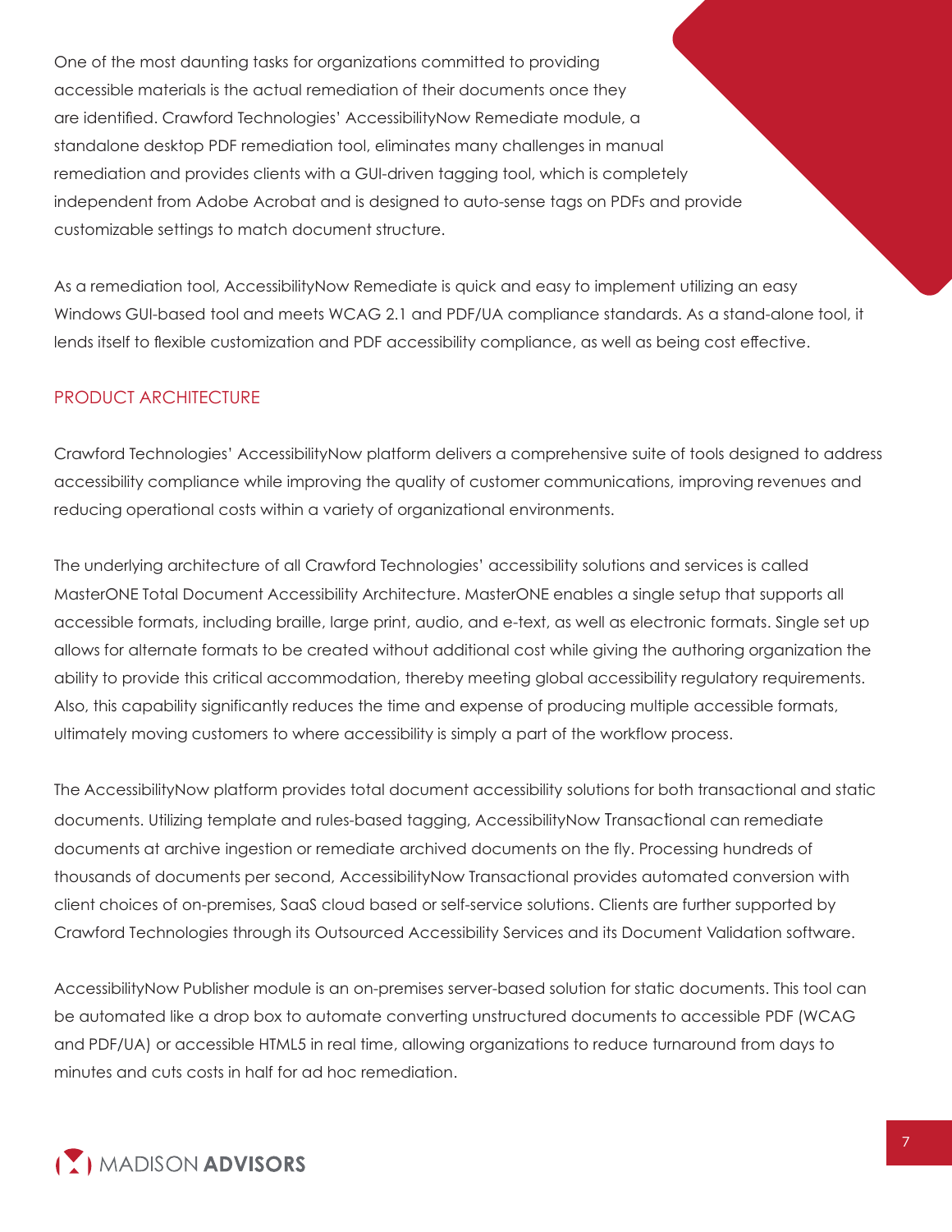One of the most daunting tasks for organizations committed to providing accessible materials is the actual remediation of their documents once they are identified. Crawford Technologies' AccessibilityNow Remediate module, a standalone desktop PDF remediation tool, eliminates many challenges in manual remediation and provides clients with a GUI-driven tagging tool, which is completely independent from Adobe Acrobat and is designed to auto-sense tags on PDFs and provide customizable settings to match document structure.

As a remediation tool, AccessibilityNow Remediate is quick and easy to implement utilizing an easy Windows GUI-based tool and meets WCAG 2.1 and PDF/UA compliance standards. As a stand-alone tool, it lends itself to flexible customization and PDF accessibility compliance, as well as being cost effective.

## PRODUCT ARCHITECTURE

Crawford Technologies' AccessibilityNow platform delivers a comprehensive suite of tools designed to address accessibility compliance while improving the quality of customer communications, improving revenues and reducing operational costs within a variety of organizational environments.

The underlying architecture of all Crawford Technologies' accessibility solutions and services is called MasterONE Total Document Accessibility Architecture. MasterONE enables a single setup that supports all accessible formats, including braille, large print, audio, and e-text, as well as electronic formats. Single set up allows for alternate formats to be created without additional cost while giving the authoring organization the ability to provide this critical accommodation, thereby meeting global accessibility regulatory requirements. Also, this capability significantly reduces the time and expense of producing multiple accessible formats, ultimately moving customers to where accessibility is simply a part of the workflow process.

The AccessibilityNow platform provides total document accessibility solutions for both transactional and static documents. Utilizing template and rules-based tagging, AccessibilityNow Transactional can remediate documents at archive ingestion or remediate archived documents on the fly. Processing hundreds of thousands of documents per second, AccessibilityNow Transactional provides automated conversion with client choices of on-premises, SaaS cloud based or self-service solutions. Clients are further supported by Crawford Technologies through its Outsourced Accessibility Services and its Document Validation software.

AccessibilityNow Publisher module is an on-premises server-based solution for static documents. This tool can be automated like a drop box to automate converting unstructured documents to accessible PDF (WCAG and PDF/UA) or accessible HTML5 in real time, allowing organizations to reduce turnaround from days to minutes and cuts costs in half for ad hoc remediation.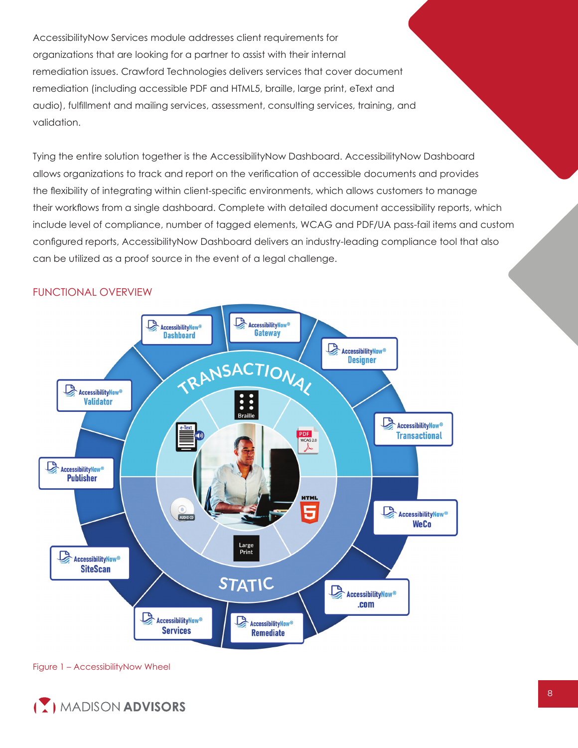AccessibilityNow Services module addresses client requirements for organizations that are looking for a partner to assist with their internal remediation issues. Crawford Technologies delivers services that cover document remediation (including accessible PDF and HTML5, braille, large print, eText and audio), fulfillment and mailing services, assessment, consulting services, training, and validation.

Tying the entire solution together is the AccessibilityNow Dashboard. AccessibilityNow Dashboard allows organizations to track and report on the verification of accessible documents and provides the flexibility of integrating within client-specific environments, which allows customers to manage their workflows from a single dashboard. Complete with detailed document accessibility reports, which include level of compliance, number of tagged elements, WCAG and PDF/UA pass-fail items and custom configured reports, AccessibilityNow Dashboard delivers an industry-leading compliance tool that also can be utilized as a proof source in the event of a legal challenge.

## FUNCTIONAL OVERVIEW

Figure 1 – AccessibilityNow Wheel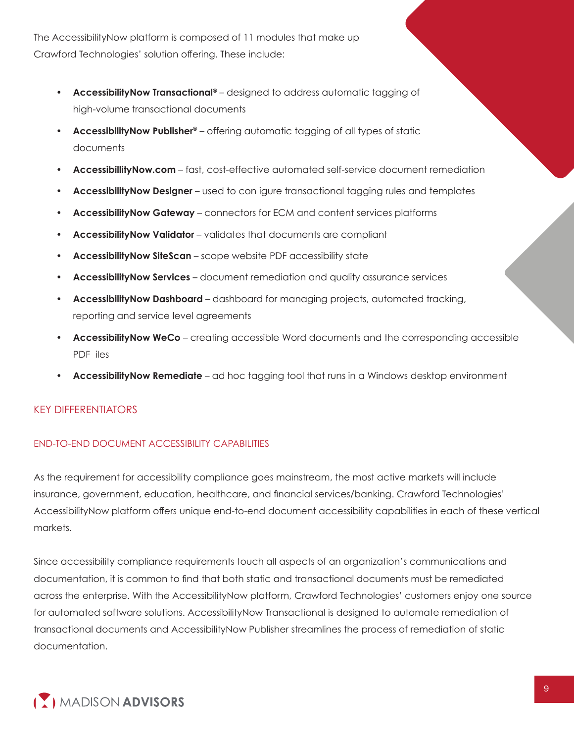The AccessibilityNow platform is composed of 11 modules that make up Crawford Technologies' solution offering. These include:

- **AccessibilityNow Transactional®** – designed to address automatic tagging of high-volume transactional documents
- **AccessibilityNow Publisher®** – offering automatic tagging of all types of static documents
- **AccessibillityNow.com** – fast, cost-effective automated self-service document remediation
- **AccessibilityNow Designer** – used to con igure transactional tagging rules and templates
- **AccessibilityNow Gateway** – connectors for ECM and content services platforms
- **AccessibilityNow Validator** – validates that documents are compliant
- **AccessibilityNow SiteScan** – scope website PDF accessibility state
- **AccessibilityNow Services** – document remediation and quality assurance services
- **AccessibilityNow Dashboard** – dashboard for managing projects, automated tracking, reporting and service level agreements
- **AccessibilityNow WeCo** – creating accessible Word documents and the corresponding accessible PDF iles
- **AccessibilityNow Remediate** – ad hoc tagging tool that runs in a Windows desktop environment

## KEY DIFFERENTIATORS

### END-TO-END DOCUMENT ACCESSIBILITY CAPABILITIES

As the requirement for accessibility compliance goes mainstream, the most active markets will include insurance, government, education, healthcare, and financial services/banking. Crawford Technologies' AccessibilityNow platform offers unique end-to-end document accessibility capabilities in each of these vertical markets.

Since accessibility compliance requirements touch all aspects of an organization's communications and documentation, it is common to find that both static and transactional documents must be remediated across the enterprise. With the AccessibilityNow platform, Crawford Technologies' customers enjoy one source for automated software solutions. AccessibilityNow Transactional is designed to automate remediation of transactional documents and AccessibilityNow Publisher streamlines the process of remediation of static documentation.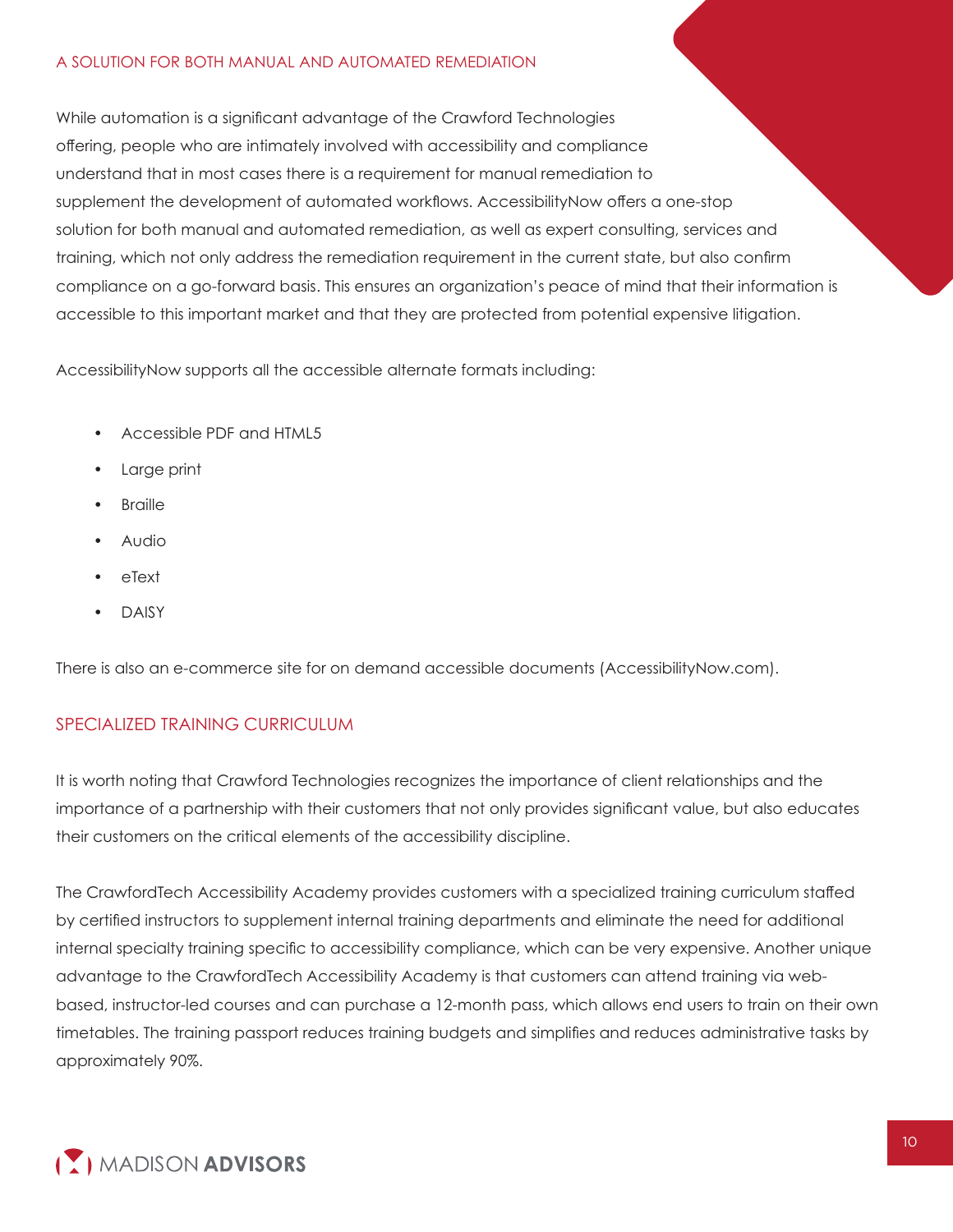## A SOLUTION FOR BOTH MANUAL AND AUTOMATED REMEDIATION

While automation is a significant advantage of the Crawford Technologies offering, people who are intimately involved with accessibility and compliance understand that in most cases there is a requirement for manual remediation to supplement the development of automated workflows. AccessibilityNow offers a one-stop solution for both manual and automated remediation, as well as expert consulting, services and training, which not only address the remediation requirement in the current state, but also confirm compliance on a go-forward basis. This ensures an organization's peace of mind that their information is accessible to this important market and that they are protected from potential expensive litigation.

AccessibilityNow supports all the accessible alternate formats including:

- Accessible PDF and HTML5
- Large print
- Braille
- Audio
- eText
- DAISY

There is also an e-commerce site for on demand accessible documents (AccessibilityNow.com).

## SPECIALIZED TRAINING CURRICULUM

It is worth noting that Crawford Technologies recognizes the importance of client relationships and the importance of a partnership with their customers that not only provides significant value, but also educates their customers on the critical elements of the accessibility discipline.

The CrawfordTech Accessibility Academy provides customers with a specialized training curriculum staffed by certified instructors to supplement internal training departments and eliminate the need for additional internal specialty training specific to accessibility compliance, which can be very expensive. Another unique advantage to the CrawfordTech Accessibility Academy is that customers can attend training via web-based, instructor-led courses and can purchase a 12-month pass, which allows end users to train on their own timetables. The training passport reduces training budgets and simplifies and reduces administrative tasks by approximately 90%.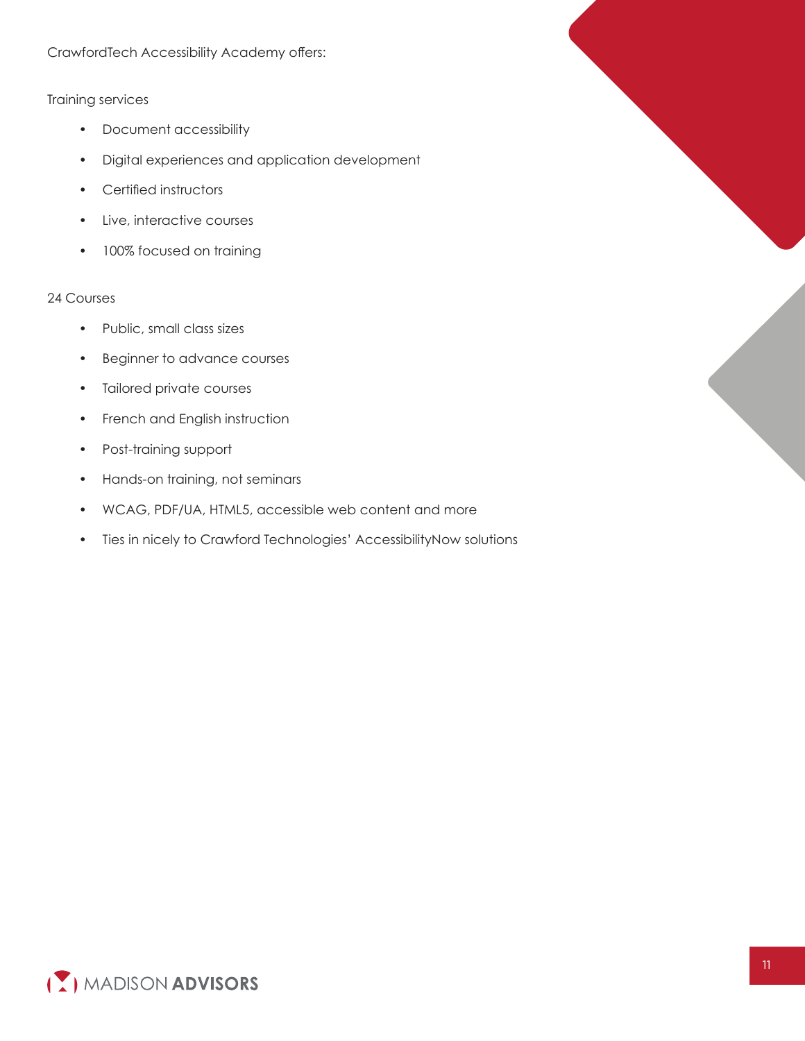CrawfordTech Accessibility Academy offers:

Training services

- Document accessibility
- Digital experiences and application development
- Certified instructors
- Live, interactive courses
- 100% focused on training

24 Courses

- Public, small class sizes
- Beginner to advance courses
- Tailored private courses
- French and English instruction
- Post-training support
- Hands-on training, not seminars
- WCAG, PDF/UA, HTML5, accessible web content and more
- Ties in nicely to Crawford Technologies' AccessibilityNow solutions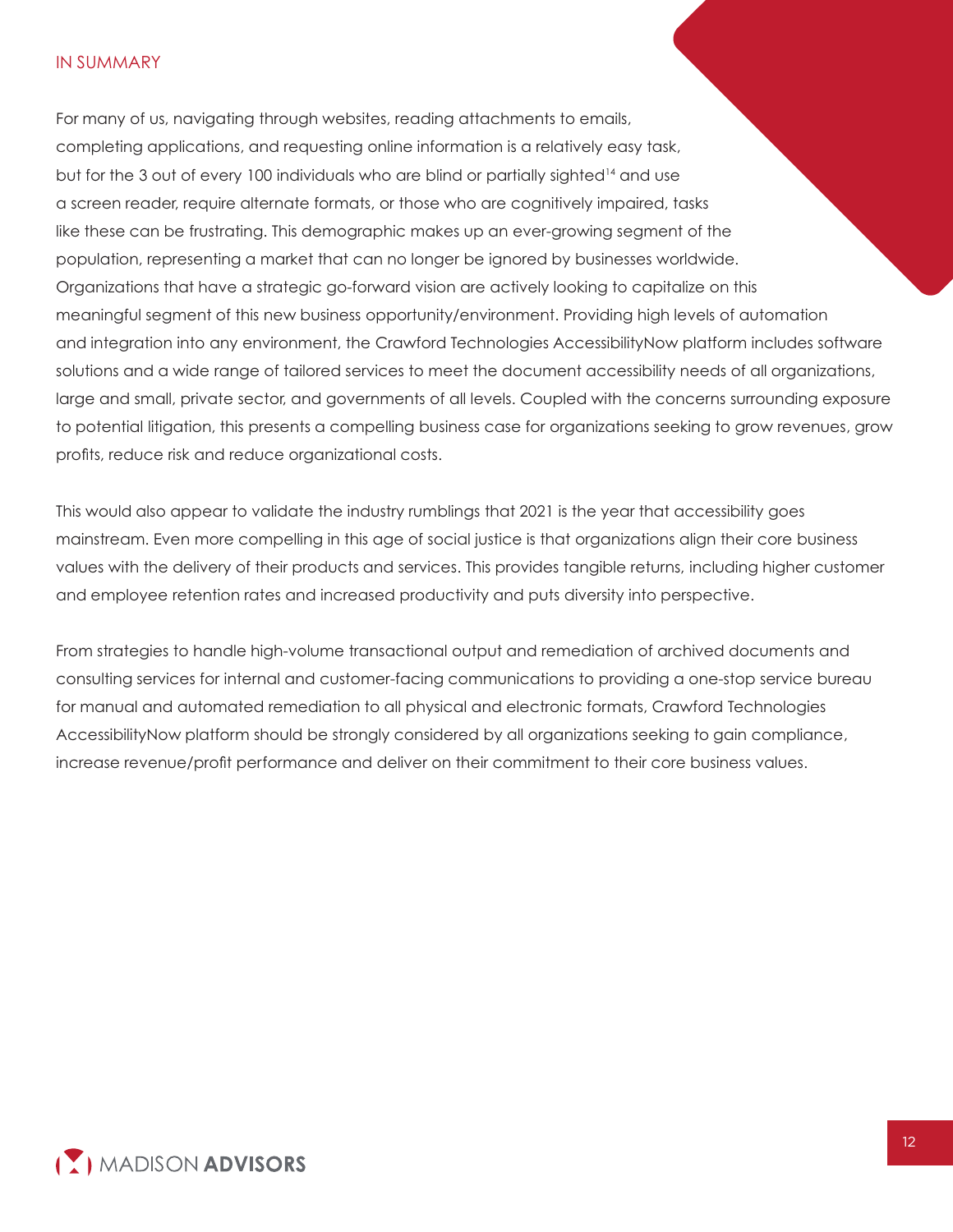## IN SUMMARY

For many of us, navigating through websites, reading attachments to emails, completing applications, and requesting online information is a relatively easy task, but for the 3 out of every 100 individuals who are blind or partially sighted[14] and use a screen reader, require alternate formats, or those who are cognitively impaired, tasks like these can be frustrating. This demographic makes up an ever-growing segment of the population, representing a market that can no longer be ignored by businesses worldwide. Organizations that have a strategic go-forward vision are actively looking to capitalize on this meaningful segment of this new business opportunity/environment. Providing high levels of automation and integration into any environment, the Crawford Technologies AccessibilityNow platform includes software solutions and a wide range of tailored services to meet the document accessibility needs of all organizations, large and small, private sector, and governments of all levels. Coupled with the concerns surrounding exposure to potential litigation, this presents a compelling business case for organizations seeking to grow revenues, grow profits, reduce risk and reduce organizational costs.

This would also appear to validate the industry rumblings that 2021 is the year that accessibility goes mainstream. Even more compelling in this age of social justice is that organizations align their core business values with the delivery of their products and services. This provides tangible returns, including higher customer and employee retention rates and increased productivity and puts diversity into perspective.

From strategies to handle high-volume transactional output and remediation of archived documents and consulting services for internal and customer-facing communications to providing a one-stop service bureau for manual and automated remediation to all physical and electronic formats, Crawford Technologies AccessibilityNow platform should be strongly considered by all organizations seeking to gain compliance, increase revenue/profit performance and deliver on their commitment to their core business values.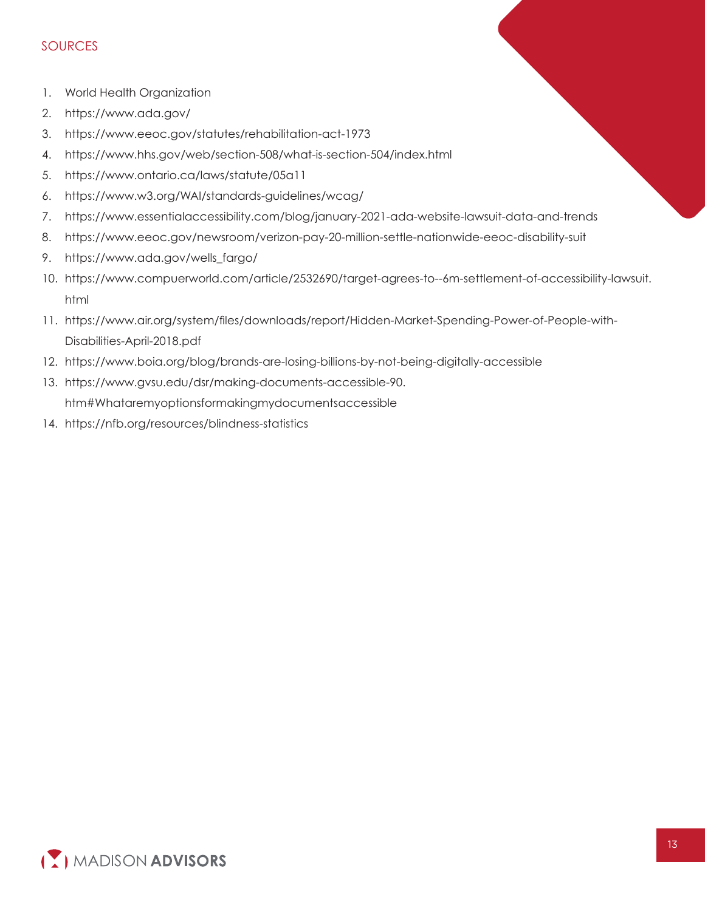## SOURCES

1. World Health Organization
2. https://www.ada.gov/
3. https://www.eeoc.gov/statutes/rehabilitation-act-1973
4. https://www.hhs.gov/web/section-508/what-is-section-504/index.html
5. https://www.ontario.ca/laws/statute/05a11
6. https://www.w3.org/WAI/standards-guidelines/wcag/
7. https://www.essentialaccessibility.com/blog/january-2021-ada-website-lawsuit-data-and-trends
8. https://www.eeoc.gov/newsroom/verizon-pay-20-million-settle-nationwide-eeoc-disability-suit
9. https://www.ada.gov/wells_fargo/
10. https://www.compuerworld.com/article/2532690/target-agrees-to--6m-settlement-of-accessibility-lawsuit.html
11. https://www.air.org/system/files/downloads/report/Hidden-Market-Spending-Power-of-People-with-Disabilities-April-2018.pdf
12. https://www.boia.org/blog/brands-are-losing-billions-by-not-being-digitally-accessible
13. https://www.gvsu.edu/dsr/making-documents-accessible-90.htm#Whataremyoptionsformakingmydocumentsaccessible
14. https://nfb.org/resources/blindness-statistics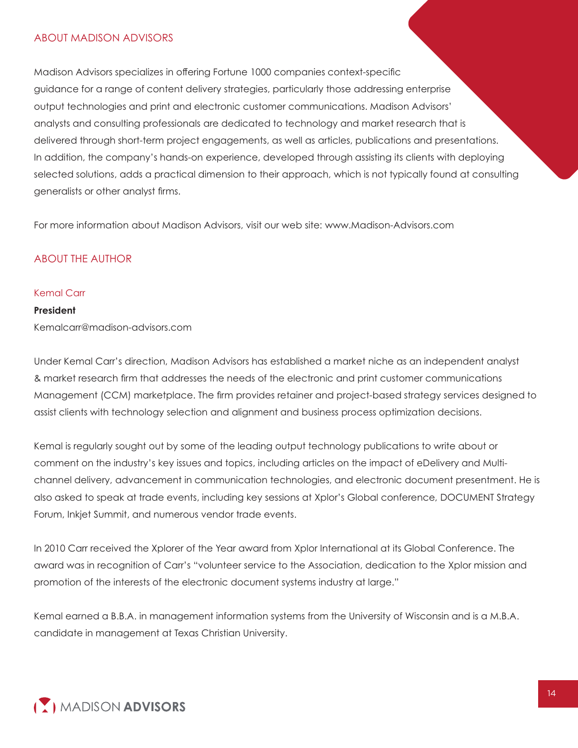## ABOUT MADISON ADVISORS

Madison Advisors specializes in offering Fortune 1000 companies context-specific guidance for a range of content delivery strategies, particularly those addressing enterprise output technologies and print and electronic customer communications. Madison Advisors' analysts and consulting professionals are dedicated to technology and market research that is delivered through short-term project engagements, as well as articles, publications and presentations. In addition, the company's hands-on experience, developed through assisting its clients with deploying selected solutions, adds a practical dimension to their approach, which is not typically found at consulting generalists or other analyst firms.

For more information about Madison Advisors, visit our web site: www.Madison-Advisors.com

## ABOUT THE AUTHOR

### Kemal Carr

**President**

Kemalcarr@madison-advisors.com

Under Kemal Carr's direction, Madison Advisors has established a market niche as an independent analyst & market research firm that addresses the needs of the electronic and print customer communications Management (CCM) marketplace. The firm provides retainer and project-based strategy services designed to assist clients with technology selection and alignment and business process optimization decisions.

Kemal is regularly sought out by some of the leading output technology publications to write about or comment on the industry's key issues and topics, including articles on the impact of eDelivery and Multi-channel delivery, advancement in communication technologies, and electronic document presentment. He is also asked to speak at trade events, including key sessions at Xplor's Global conference, DOCUMENT Strategy Forum, Inkjet Summit, and numerous vendor trade events.

In 2010 Carr received the Xplorer of the Year award from Xplor International at its Global Conference. The award was in recognition of Carr's "volunteer service to the Association, dedication to the Xplor mission and promotion of the interests of the electronic document systems industry at large."

Kemal earned a B.B.A. in management information systems from the University of Wisconsin and is a M.B.A. candidate in management at Texas Christian University.

MADISON **ADVISORS**